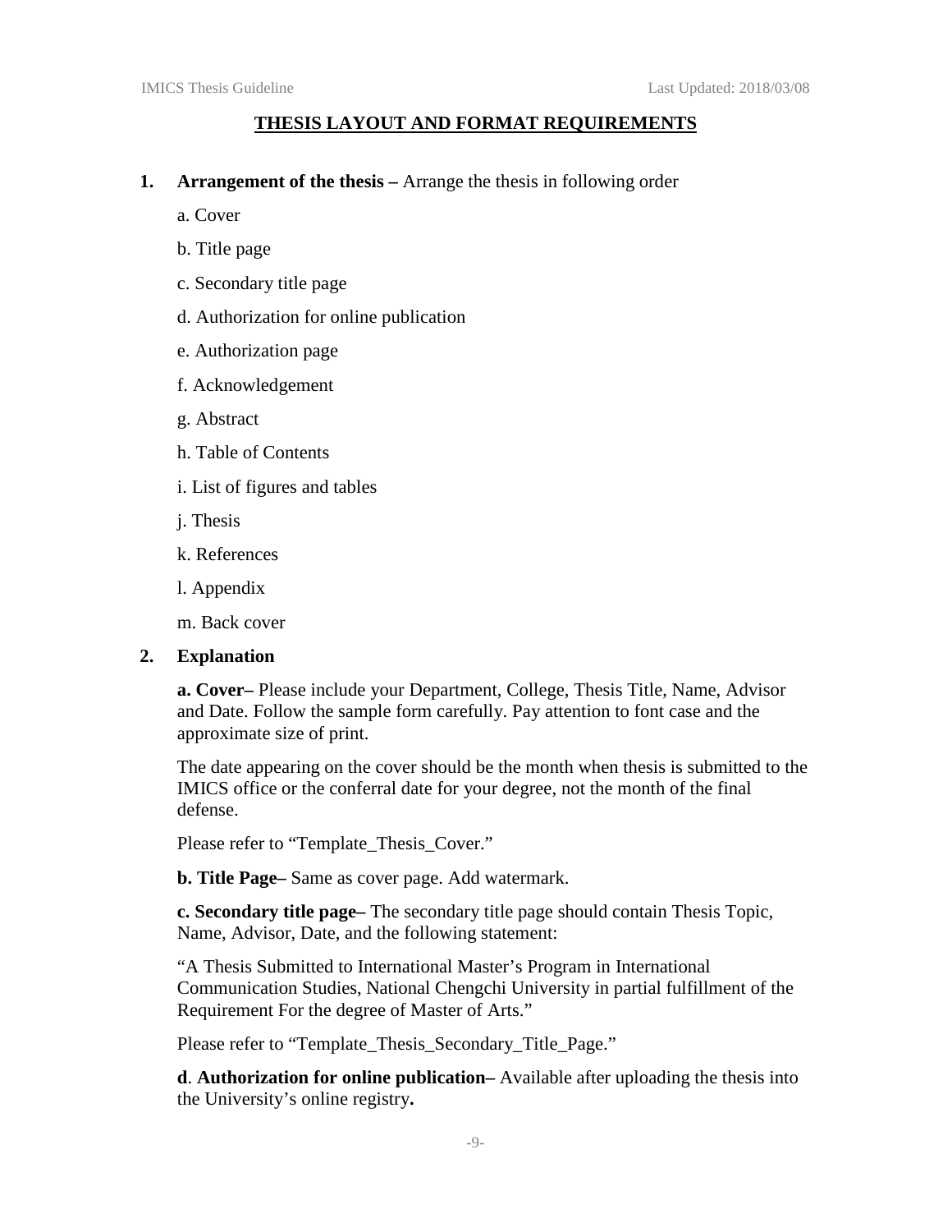# THESIS LAYOUT AND FORMAT REQUIREMENTS

**1. Arrangement of the thesis –** Arrange the thesis in following order

a. Cover

b. Title page

c. Secondary title page

d. Authorization for online publication

e. Authorization page

f. Acknowledgement

g. Abstract

h. Table of Contents

i. List of figures and tables

j. Thesis

k. References

l. Appendix

m. Back cover

**2. Explanation**

**a. Cover–** Please include your Department, College, Thesis Title, Name, Advisor and Date. Follow the sample form carefully. Pay attention to font case and the approximate size of print.

The date appearing on the cover should be the month when thesis is submitted to the IMICS office or the conferral date for your degree, not the month of the final defense.

Please refer to "Template_Thesis_Cover."

**b. Title Page–** Same as cover page. Add watermark.

**c. Secondary title page–** The secondary title page should contain Thesis Topic, Name, Advisor, Date, and the following statement:

"A Thesis Submitted to International Master's Program in International Communication Studies, National Chengchi University in partial fulfillment of the Requirement For the degree of Master of Arts."

Please refer to "Template_Thesis_Secondary_Title_Page."

**d**. **Authorization for online publication–** Available after uploading the thesis into the University's online registry**.**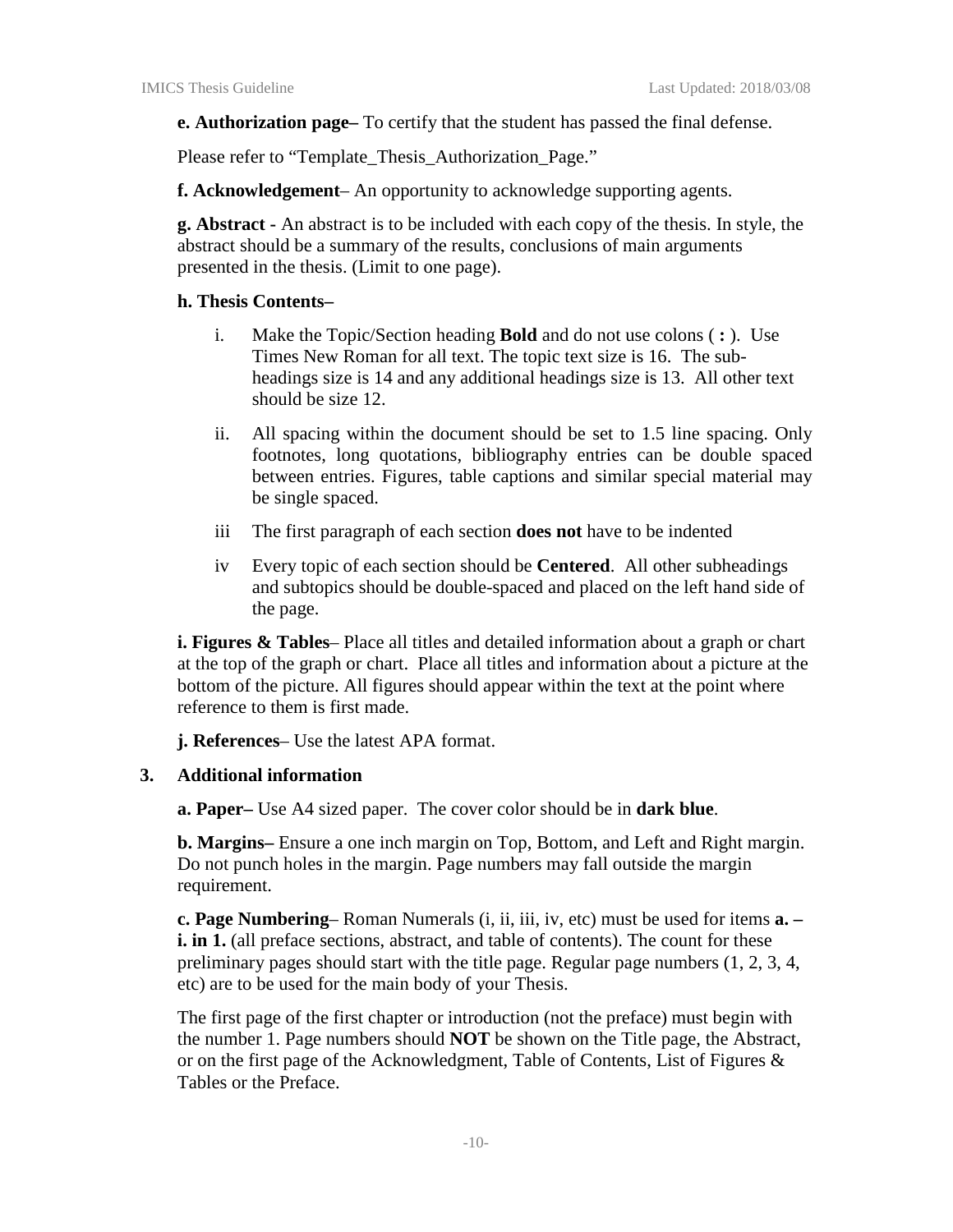**e. Authorization page–** To certify that the student has passed the final defense.

Please refer to "Template_Thesis_Authorization_Page."

**f. Acknowledgement**– An opportunity to acknowledge supporting agents.

**g. Abstract -** An abstract is to be included with each copy of the thesis. In style, the abstract should be a summary of the results, conclusions of main arguments presented in the thesis. (Limit to one page).

**h. Thesis Contents–**

i. Make the Topic/Section heading **Bold** and do not use colons ( **:** ). Use Times New Roman for all text. The topic text size is 16. The sub-headings size is 14 and any additional headings size is 13. All other text should be size 12.

ii. All spacing within the document should be set to 1.5 line spacing. Only footnotes, long quotations, bibliography entries can be double spaced between entries. Figures, table captions and similar special material may be single spaced.

iii The first paragraph of each section **does not** have to be indented

iv Every topic of each section should be **Centered**. All other subheadings and subtopics should be double-spaced and placed on the left hand side of the page.

**i. Figures & Tables**– Place all titles and detailed information about a graph or chart at the top of the graph or chart. Place all titles and information about a picture at the bottom of the picture. All figures should appear within the text at the point where reference to them is first made.

**j. References**– Use the latest APA format.

**3. Additional information**

**a. Paper–** Use A4 sized paper. The cover color should be in **dark blue**.

**b. Margins–** Ensure a one inch margin on Top, Bottom, and Left and Right margin. Do not punch holes in the margin. Page numbers may fall outside the margin requirement.

**c. Page Numbering**– Roman Numerals (i, ii, iii, iv, etc) must be used for items **a. – i. in 1.** (all preface sections, abstract, and table of contents). The count for these preliminary pages should start with the title page. Regular page numbers (1, 2, 3, 4, etc) are to be used for the main body of your Thesis.

The first page of the first chapter or introduction (not the preface) must begin with the number 1. Page numbers should **NOT** be shown on the Title page, the Abstract, or on the first page of the Acknowledgment, Table of Contents, List of Figures & Tables or the Preface.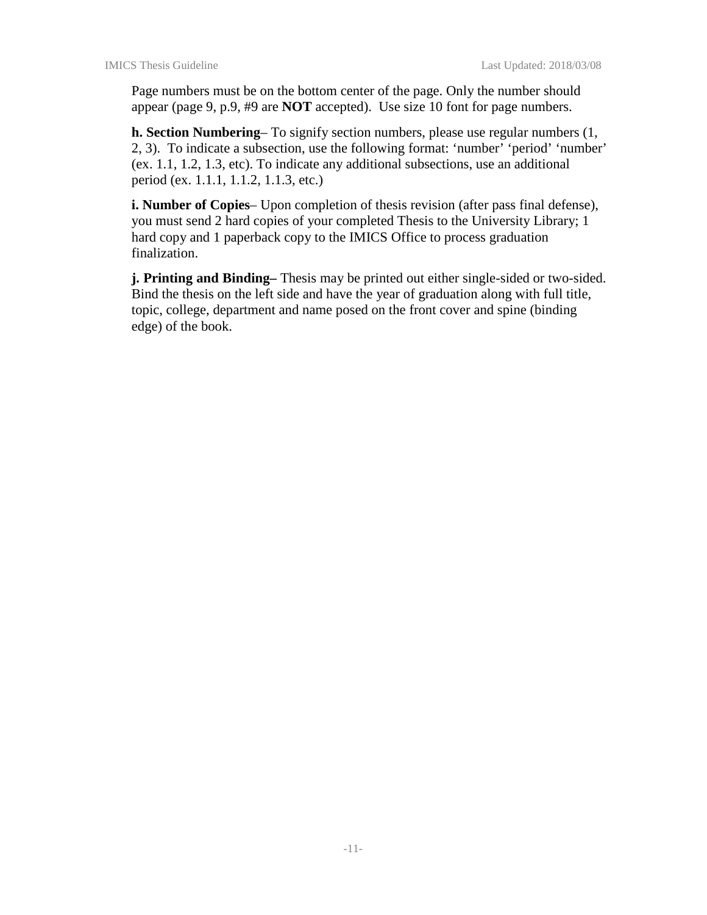Page numbers must be on the bottom center of the page. Only the number should appear (page 9, p.9, #9 are **NOT** accepted). Use size 10 font for page numbers.

**h. Section Numbering**– To signify section numbers, please use regular numbers (1, 2, 3). To indicate a subsection, use the following format: 'number' 'period' 'number' (ex. 1.1, 1.2, 1.3, etc). To indicate any additional subsections, use an additional period (ex. 1.1.1, 1.1.2, 1.1.3, etc.)

**i. Number of Copies**– Upon completion of thesis revision (after pass final defense), you must send 2 hard copies of your completed Thesis to the University Library; 1 hard copy and 1 paperback copy to the IMICS Office to process graduation finalization.

**j. Printing and Binding–** Thesis may be printed out either single-sided or two-sided. Bind the thesis on the left side and have the year of graduation along with full title, topic, college, department and name posed on the front cover and spine (binding edge) of the book.